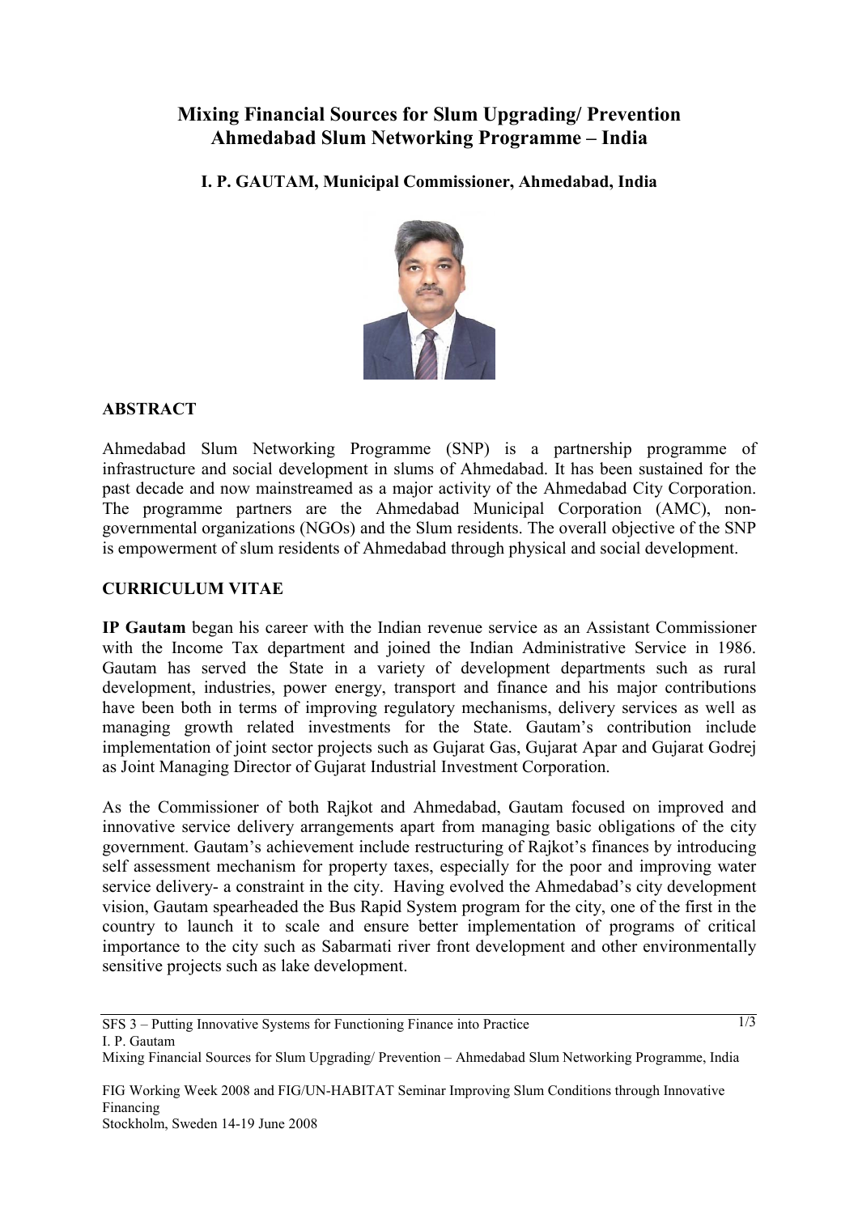# Mixing Financial Sources for Slum Upgrading/ Prevention Ahmedabad Slum Networking Programme – India

**I. P. GAUTAM, Municipal Commissioner, Ahmedabad, India**

## ABSTRACT

Ahmedabad Slum Networking Programme (SNP) is a partnership programme of infrastructure and social development in slums of Ahmedabad. It has been sustained for the past decade and now mainstreamed as a major activity of the Ahmedabad City Corporation. The programme partners are the Ahmedabad Municipal Corporation (AMC), non-governmental organizations (NGOs) and the Slum residents. The overall objective of the SNP is empowerment of slum residents of Ahmedabad through physical and social development.

## CURRICULUM VITAE

**IP Gautam** began his career with the Indian revenue service as an Assistant Commissioner with the Income Tax department and joined the Indian Administrative Service in 1986. Gautam has served the State in a variety of development departments such as rural development, industries, power energy, transport and finance and his major contributions have been both in terms of improving regulatory mechanisms, delivery services as well as managing growth related investments for the State. Gautam's contribution include implementation of joint sector projects such as Gujarat Gas, Gujarat Apar and Gujarat Godrej as Joint Managing Director of Gujarat Industrial Investment Corporation.

As the Commissioner of both Rajkot and Ahmedabad, Gautam focused on improved and innovative service delivery arrangements apart from managing basic obligations of the city government. Gautam's achievement include restructuring of Rajkot's finances by introducing self assessment mechanism for property taxes, especially for the poor and improving water service delivery- a constraint in the city. Having evolved the Ahmedabad's city development vision, Gautam spearheaded the Bus Rapid System program for the city, one of the first in the country to launch it to scale and ensure better implementation of programs of critical importance to the city such as Sabarmati river front development and other environmentally sensitive projects such as lake development.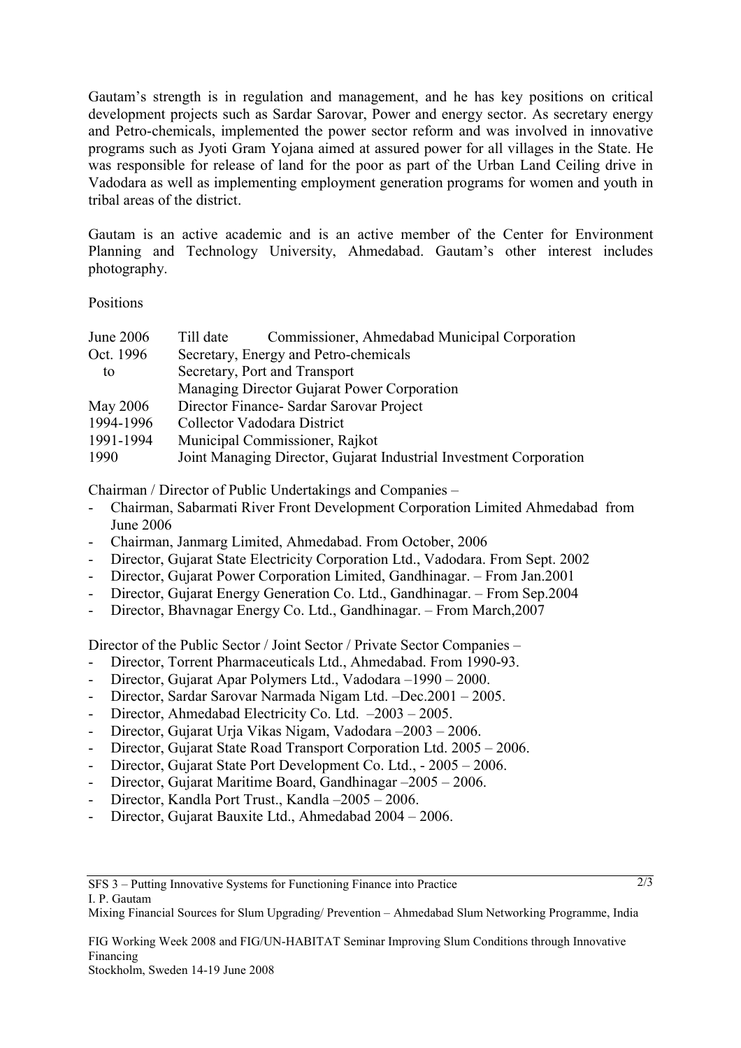Gautam's strength is in regulation and management, and he has key positions on critical development projects such as Sardar Sarovar, Power and energy sector. As secretary energy and Petro-chemicals, implemented the power sector reform and was involved in innovative programs such as Jyoti Gram Yojana aimed at assured power for all villages in the State. He was responsible for release of land for the poor as part of the Urban Land Ceiling drive in Vadodara as well as implementing employment generation programs for women and youth in tribal areas of the district.

Gautam is an active academic and is an active member of the Center for Environment Planning and Technology University, Ahmedabad. Gautam's other interest includes photography.

Positions

| | | |
|---|---|---|
| June 2006 | Till date | Commissioner, Ahmedabad Municipal Corporation |
| Oct. 1996 to May 2006 | | Secretary, Energy and Petro-chemicals<br>Secretary, Port and Transport<br>Managing Director Gujarat Power Corporation<br>Director Finance- Sardar Sarovar Project |
| 1994-1996 | | Collector Vadodara District |
| 1991-1994 | | Municipal Commissioner, Rajkot |
| 1990 | | Joint Managing Director, Gujarat Industrial Investment Corporation |

Chairman / Director of Public Undertakings and Companies –

- Chairman, Sabarmati River Front Development Corporation Limited Ahmedabad from June 2006
- Chairman, Janmarg Limited, Ahmedabad. From October, 2006
- Director, Gujarat State Electricity Corporation Ltd., Vadodara. From Sept. 2002
- Director, Gujarat Power Corporation Limited, Gandhinagar. – From Jan.2001
- Director, Gujarat Energy Generation Co. Ltd., Gandhinagar. – From Sep.2004
- Director, Bhavnagar Energy Co. Ltd., Gandhinagar. – From March,2007

Director of the Public Sector / Joint Sector / Private Sector Companies –

- Director, Torrent Pharmaceuticals Ltd., Ahmedabad. From 1990-93.
- Director, Gujarat Apar Polymers Ltd., Vadodara –1990 – 2000.
- Director, Sardar Sarovar Narmada Nigam Ltd. –Dec.2001 – 2005.
- Director, Ahmedabad Electricity Co. Ltd. –2003 – 2005.
- Director, Gujarat Urja Vikas Nigam, Vadodara –2003 – 2006.
- Director, Gujarat State Road Transport Corporation Ltd. 2005 – 2006.
- Director, Gujarat State Port Development Co. Ltd., - 2005 – 2006.
- Director, Gujarat Maritime Board, Gandhinagar –2005 – 2006.
- Director, Kandla Port Trust., Kandla –2005 – 2006.
- Director, Gujarat Bauxite Ltd., Ahmedabad 2004 – 2006.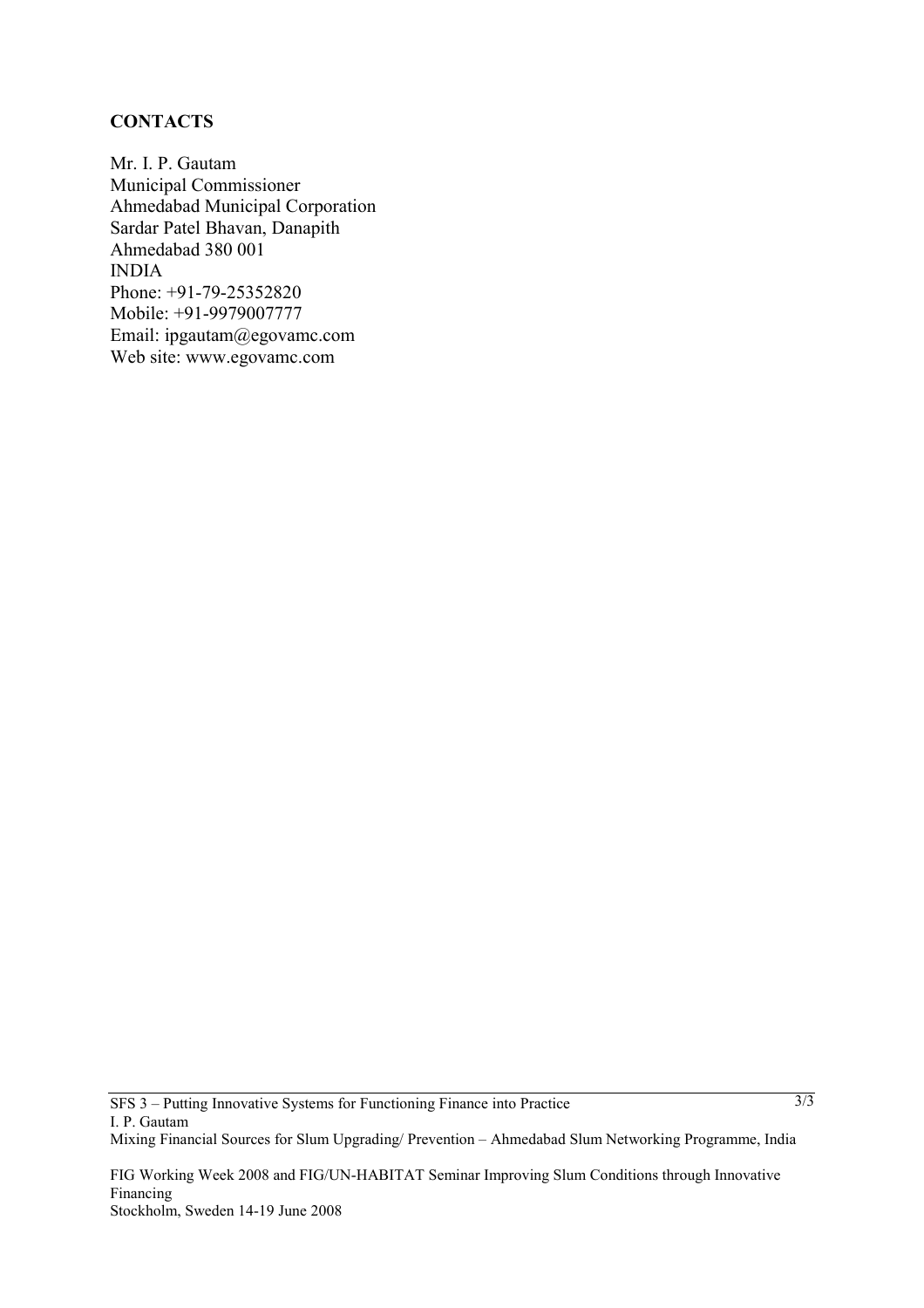**CONTACTS**

Mr. I. P. Gautam
Municipal Commissioner
Ahmedabad Municipal Corporation
Sardar Patel Bhavan, Danapith
Ahmedabad 380 001
INDIA
Phone: +91-79-25352820
Mobile: +91-9979007777
Email: ipgautam@egovamc.com
Web site: www.egovamc.com